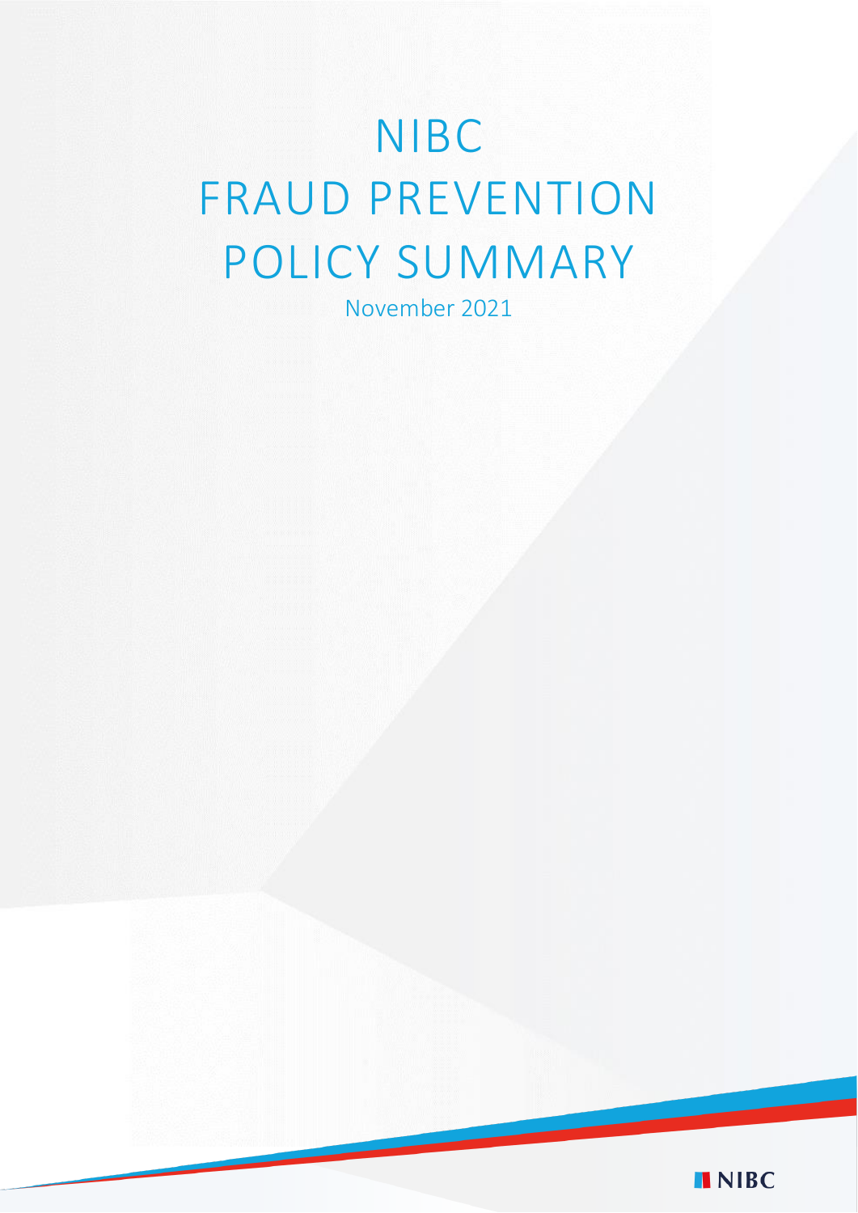# NIBC FRAUD PREVENTION POLICY SUMMARY

November 2021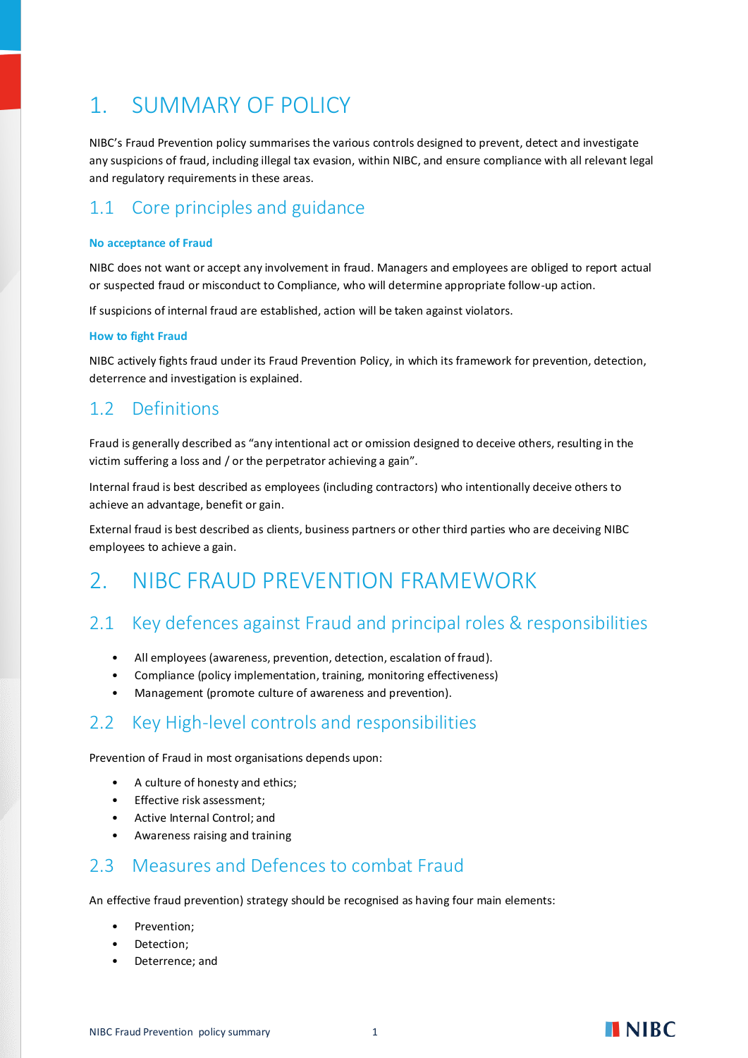# 1. SUMMARY OF POLICY

NIBC's Fraud Prevention policy summarises the various controls designed to prevent, detect and investigate any suspicions of fraud, including illegal tax evasion, within NIBC, and ensure compliance with all relevant legal and regulatory requirements in these areas.

## 1.1 Core principles and guidance

**No acceptance of Fraud**

NIBC does not want or accept any involvement in fraud. Managers and employees are obliged to report actual or suspected fraud or misconduct to Compliance, who will determine appropriate follow-up action.

If suspicions of internal fraud are established, action will be taken against violators.

**How to fight Fraud**

NIBC actively fights fraud under its Fraud Prevention Policy, in which its framework for prevention, detection, deterrence and investigation is explained.

## 1.2 Definitions

Fraud is generally described as "any intentional act or omission designed to deceive others, resulting in the victim suffering a loss and / or the perpetrator achieving a gain".

Internal fraud is best described as employees (including contractors) who intentionally deceive others to achieve an advantage, benefit or gain.

External fraud is best described as clients, business partners or other third parties who are deceiving NIBC employees to achieve a gain.

# 2. NIBC FRAUD PREVENTION FRAMEWORK

## 2.1 Key defences against Fraud and principal roles & responsibilities

- All employees (awareness, prevention, detection, escalation of fraud).
- Compliance (policy implementation, training, monitoring effectiveness)
- Management (promote culture of awareness and prevention).

## 2.2 Key High-level controls and responsibilities

Prevention of Fraud in most organisations depends upon:

- A culture of honesty and ethics;
- Effective risk assessment;
- Active Internal Control; and
- Awareness raising and training

## 2.3 Measures and Defences to combat Fraud

An effective fraud prevention) strategy should be recognised as having four main elements:

- Prevention;
- Detection;
- Deterrence; and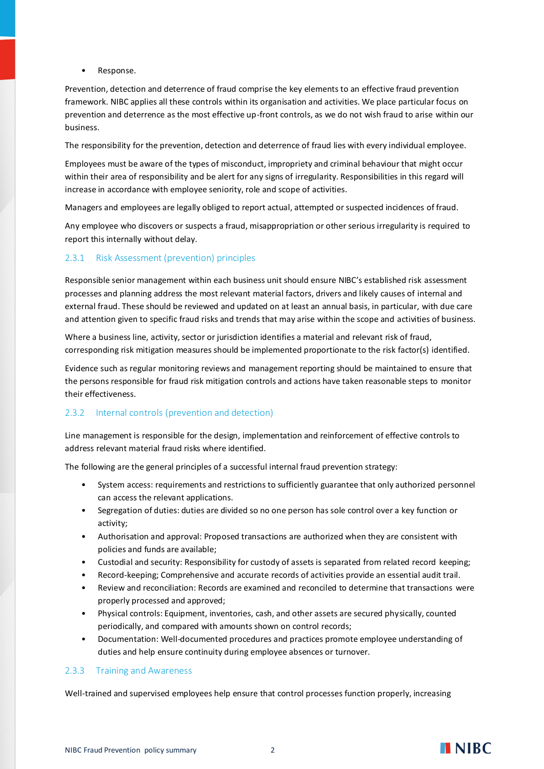- Response.

Prevention, detection and deterrence of fraud comprise the key elements to an effective fraud prevention framework. NIBC applies all these controls within its organisation and activities. We place particular focus on prevention and deterrence as the most effective up-front controls, as we do not wish fraud to arise within our business.

The responsibility for the prevention, detection and deterrence of fraud lies with every individual employee.

Employees must be aware of the types of misconduct, impropriety and criminal behaviour that might occur within their area of responsibility and be alert for any signs of irregularity. Responsibilities in this regard will increase in accordance with employee seniority, role and scope of activities.

Managers and employees are legally obliged to report actual, attempted or suspected incidences of fraud.

Any employee who discovers or suspects a fraud, misappropriation or other serious irregularity is required to report this internally without delay.

### 2.3.1 Risk Assessment (prevention) principles

Responsible senior management within each business unit should ensure NIBC's established risk assessment processes and planning address the most relevant material factors, drivers and likely causes of internal and external fraud. These should be reviewed and updated on at least an annual basis, in particular, with due care and attention given to specific fraud risks and trends that may arise within the scope and activities of business.

Where a business line, activity, sector or jurisdiction identifies a material and relevant risk of fraud, corresponding risk mitigation measures should be implemented proportionate to the risk factor(s) identified.

Evidence such as regular monitoring reviews and management reporting should be maintained to ensure that the persons responsible for fraud risk mitigation controls and actions have taken reasonable steps to monitor their effectiveness.

### 2.3.2 Internal controls (prevention and detection)

Line management is responsible for the design, implementation and reinforcement of effective controls to address relevant material fraud risks where identified.

The following are the general principles of a successful internal fraud prevention strategy:

- System access: requirements and restrictions to sufficiently guarantee that only authorized personnel can access the relevant applications.
- Segregation of duties: duties are divided so no one person has sole control over a key function or activity;
- Authorisation and approval: Proposed transactions are authorized when they are consistent with policies and funds are available;
- Custodial and security: Responsibility for custody of assets is separated from related record keeping;
- Record-keeping; Comprehensive and accurate records of activities provide an essential audit trail.
- Review and reconciliation: Records are examined and reconciled to determine that transactions were properly processed and approved;
- Physical controls: Equipment, inventories, cash, and other assets are secured physically, counted periodically, and compared with amounts shown on control records;
- Documentation: Well-documented procedures and practices promote employee understanding of duties and help ensure continuity during employee absences or turnover.

### 2.3.3 Training and Awareness

Well-trained and supervised employees help ensure that control processes function properly, increasing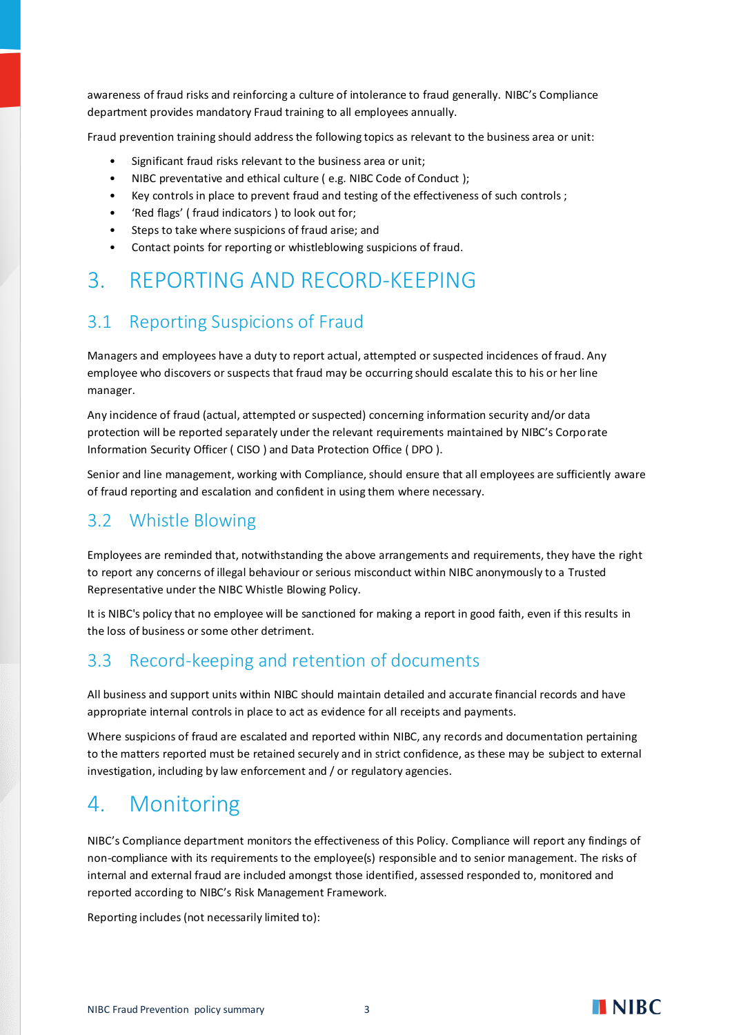awareness of fraud risks and reinforcing a culture of intolerance to fraud generally. NIBC's Compliance department provides mandatory Fraud training to all employees annually.

Fraud prevention training should address the following topics as relevant to the business area or unit:

- Significant fraud risks relevant to the business area or unit;
- NIBC preventative and ethical culture ( e.g. NIBC Code of Conduct );
- Key controls in place to prevent fraud and testing of the effectiveness of such controls ;
- 'Red flags' ( fraud indicators ) to look out for;
- Steps to take where suspicions of fraud arise; and
- Contact points for reporting or whistleblowing suspicions of fraud.

# 3. REPORTING AND RECORD-KEEPING

## 3.1 Reporting Suspicions of Fraud

Managers and employees have a duty to report actual, attempted or suspected incidences of fraud. Any employee who discovers or suspects that fraud may be occurring should escalate this to his or her line manager.

Any incidence of fraud (actual, attempted or suspected) concerning information security and/or data protection will be reported separately under the relevant requirements maintained by NIBC's Corporate Information Security Officer ( CISO ) and Data Protection Office ( DPO ).

Senior and line management, working with Compliance, should ensure that all employees are sufficiently aware of fraud reporting and escalation and confident in using them where necessary.

## 3.2 Whistle Blowing

Employees are reminded that, notwithstanding the above arrangements and requirements, they have the right to report any concerns of illegal behaviour or serious misconduct within NIBC anonymously to a Trusted Representative under the NIBC Whistle Blowing Policy.

It is NIBC's policy that no employee will be sanctioned for making a report in good faith, even if this results in the loss of business or some other detriment.

## 3.3 Record-keeping and retention of documents

All business and support units within NIBC should maintain detailed and accurate financial records and have appropriate internal controls in place to act as evidence for all receipts and payments.

Where suspicions of fraud are escalated and reported within NIBC, any records and documentation pertaining to the matters reported must be retained securely and in strict confidence, as these may be subject to external investigation, including by law enforcement and / or regulatory agencies.

# 4. Monitoring

NIBC's Compliance department monitors the effectiveness of this Policy. Compliance will report any findings of non-compliance with its requirements to the employee(s) responsible and to senior management. The risks of internal and external fraud are included amongst those identified, assessed responded to, monitored and reported according to NIBC's Risk Management Framework.

Reporting includes (not necessarily limited to):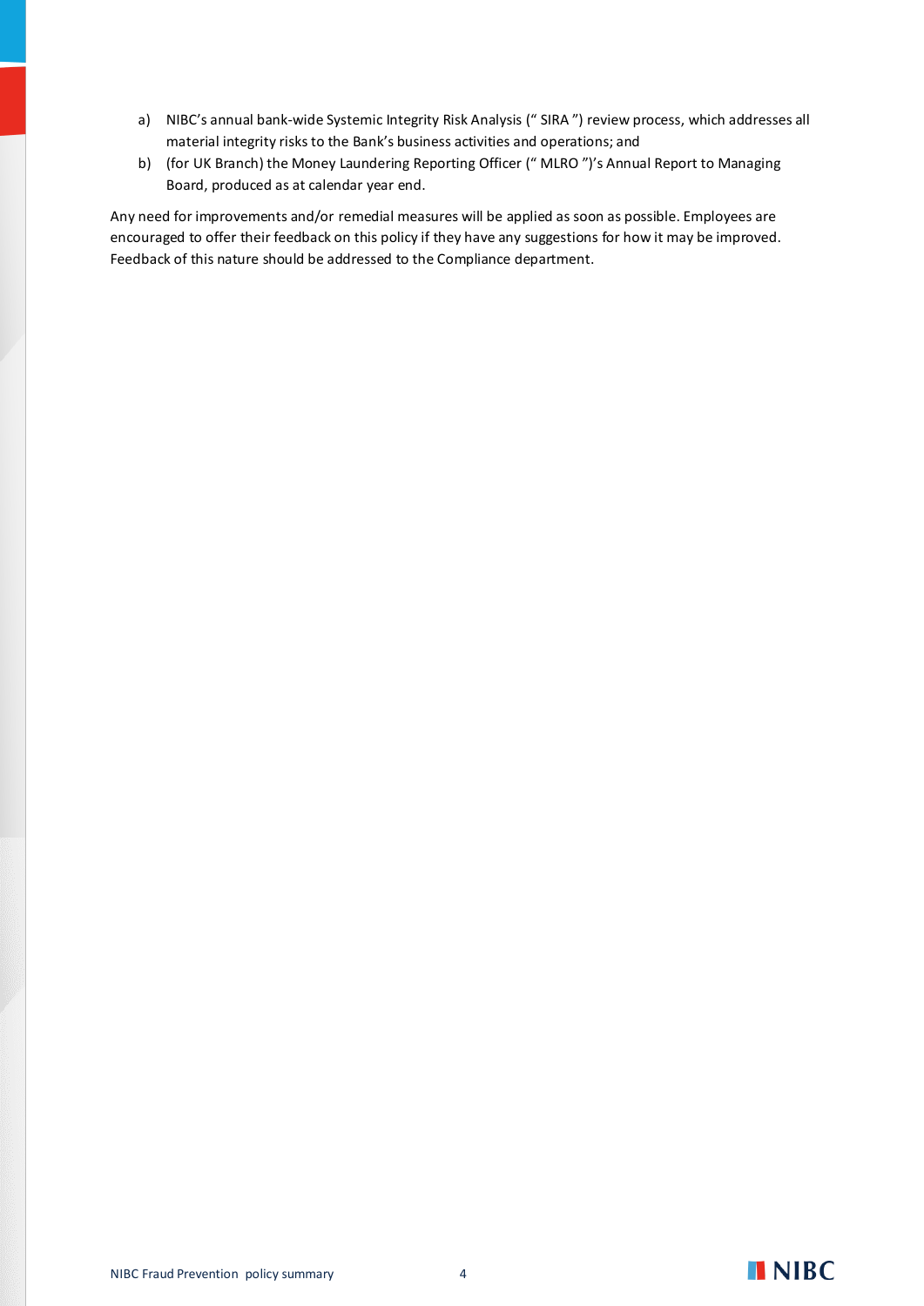a) NIBC's annual bank-wide Systemic Integrity Risk Analysis (" SIRA ") review process, which addresses all material integrity risks to the Bank's business activities and operations; and
b) (for UK Branch) the Money Laundering Reporting Officer (" MLRO ")'s Annual Report to Managing Board, produced as at calendar year end.

Any need for improvements and/or remedial measures will be applied as soon as possible. Employees are encouraged to offer their feedback on this policy if they have any suggestions for how it may be improved. Feedback of this nature should be addressed to the Compliance department.